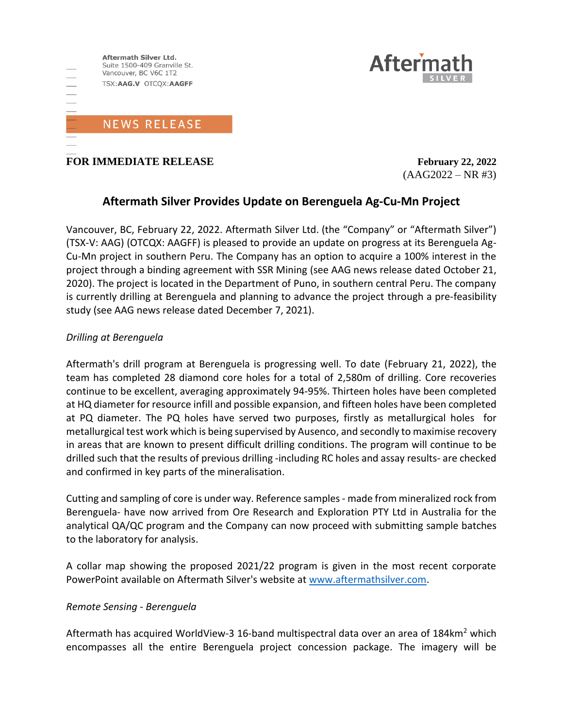Aftermath Silver Ltd.
Suite 1500-409 Granville St.
Vancouver, BC V6C 1T2
TSX:**AAG.V** OTCQX:**AAGFF**

Aftermath SILVER

NEWS RELEASE

**FOR IMMEDIATE RELEASE** **February 22, 2022**
(AAG2022 – NR #3)

# Aftermath Silver Provides Update on Berenguela Ag-Cu-Mn Project

Vancouver, BC, February 22, 2022. Aftermath Silver Ltd. (the "Company" or "Aftermath Silver") (TSX-V: AAG) (OTCQX: AAGFF) is pleased to provide an update on progress at its Berenguela Ag-Cu-Mn project in southern Peru. The Company has an option to acquire a 100% interest in the project through a binding agreement with SSR Mining (see AAG news release dated October 21, 2020). The project is located in the Department of Puno, in southern central Peru. The company is currently drilling at Berenguela and planning to advance the project through a pre-feasibility study (see AAG news release dated December 7, 2021).

*Drilling at Berenguela*

Aftermath's drill program at Berenguela is progressing well. To date (February 21, 2022), the team has completed 28 diamond core holes for a total of 2,580m of drilling. Core recoveries continue to be excellent, averaging approximately 94-95%. Thirteen holes have been completed at HQ diameter for resource infill and possible expansion, and fifteen holes have been completed at PQ diameter. The PQ holes have served two purposes, firstly as metallurgical holes for metallurgical test work which is being supervised by Ausenco, and secondly to maximise recovery in areas that are known to present difficult drilling conditions. The program will continue to be drilled such that the results of previous drilling -including RC holes and assay results- are checked and confirmed in key parts of the mineralisation.

Cutting and sampling of core is under way. Reference samples - made from mineralized rock from Berenguela- have now arrived from Ore Research and Exploration PTY Ltd in Australia for the analytical QA/QC program and the Company can now proceed with submitting sample batches to the laboratory for analysis.

A collar map showing the proposed 2021/22 program is given in the most recent corporate PowerPoint available on Aftermath Silver's website at www.aftermathsilver.com.

*Remote Sensing - Berenguela*

Aftermath has acquired WorldView-3 16-band multispectral data over an area of 184km$^2$ which encompasses all the entire Berenguela project concession package. The imagery will be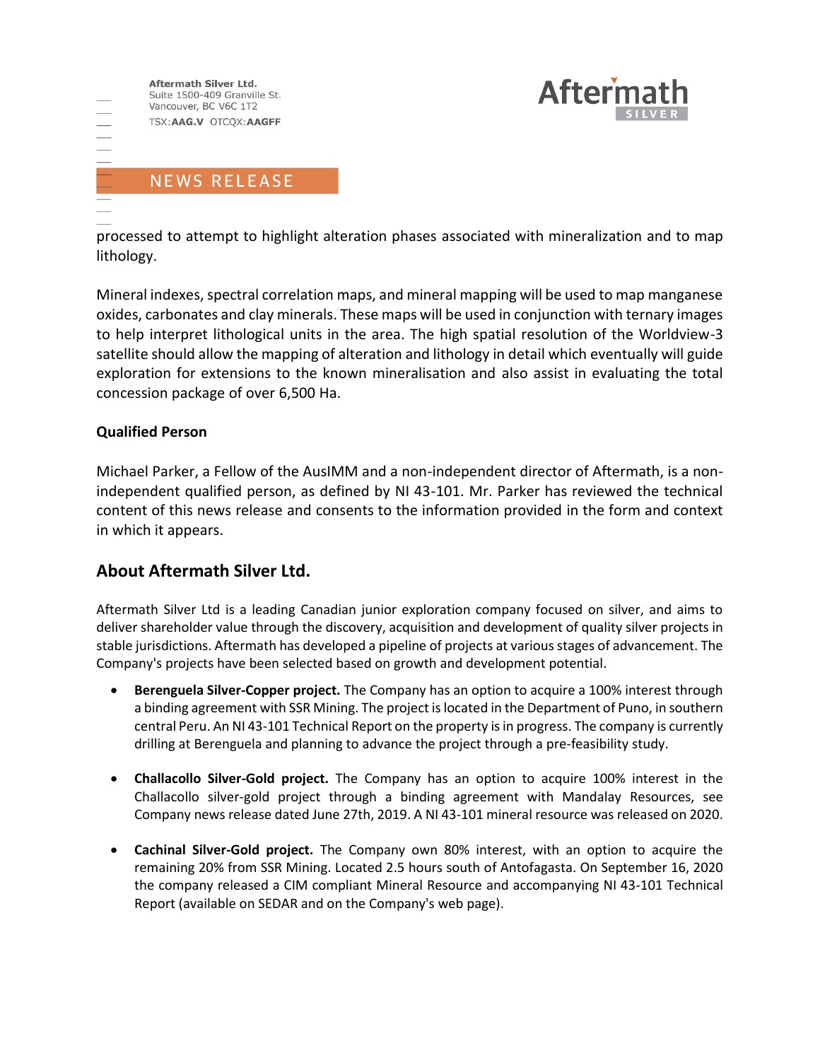processed to attempt to highlight alteration phases associated with mineralization and to map lithology.

Mineral indexes, spectral correlation maps, and mineral mapping will be used to map manganese oxides, carbonates and clay minerals. These maps will be used in conjunction with ternary images to help interpret lithological units in the area. The high spatial resolution of the Worldview-3 satellite should allow the mapping of alteration and lithology in detail which eventually will guide exploration for extensions to the known mineralisation and also assist in evaluating the total concession package of over 6,500 Ha.

**Qualified Person**

Michael Parker, a Fellow of the AusIMM and a non-independent director of Aftermath, is a non-independent qualified person, as defined by NI 43-101. Mr. Parker has reviewed the technical content of this news release and consents to the information provided in the form and context in which it appears.

## About Aftermath Silver Ltd.

Aftermath Silver Ltd is a leading Canadian junior exploration company focused on silver, and aims to deliver shareholder value through the discovery, acquisition and development of quality silver projects in stable jurisdictions. Aftermath has developed a pipeline of projects at various stages of advancement. The Company's projects have been selected based on growth and development potential.

- **Berenguela Silver-Copper project.** The Company has an option to acquire a 100% interest through a binding agreement with SSR Mining. The project is located in the Department of Puno, in southern central Peru. An NI 43-101 Technical Report on the property is in progress. The company is currently drilling at Berenguela and planning to advance the project through a pre-feasibility study.

- **Challacollo Silver-Gold project.** The Company has an option to acquire 100% interest in the Challacollo silver-gold project through a binding agreement with Mandalay Resources, see Company news release dated June 27th, 2019. A NI 43-101 mineral resource was released on 2020.

- **Cachinal Silver-Gold project.** The Company own 80% interest, with an option to acquire the remaining 20% from SSR Mining. Located 2.5 hours south of Antofagasta. On September 16, 2020 the company released a CIM compliant Mineral Resource and accompanying NI 43-101 Technical Report (available on SEDAR and on the Company's web page).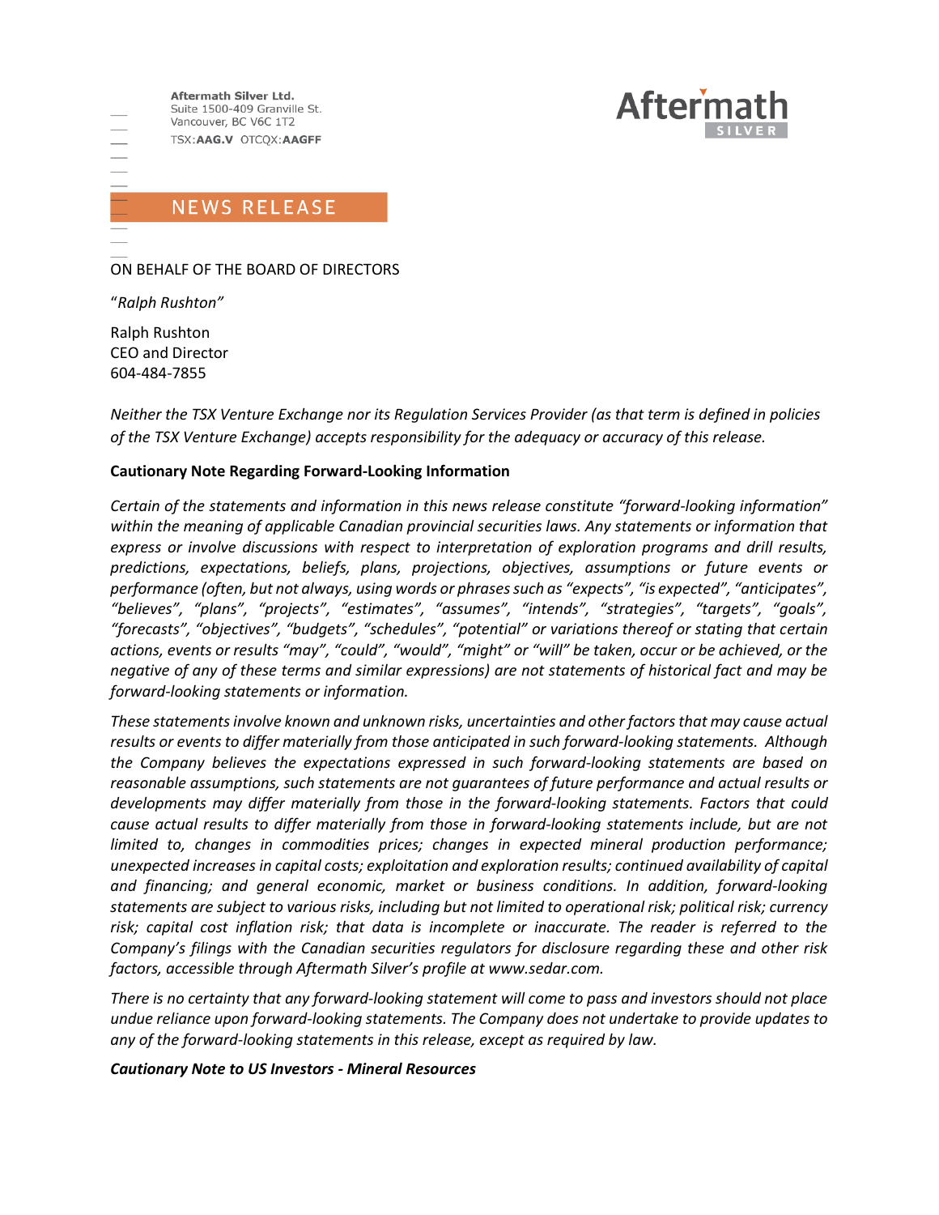Aftermath Silver Ltd.
Suite 1500-409 Granville St.
Vancouver, BC V6C 1T2
TSX:**AAG.V** OTCQX:**AAGFF**

Aftermath SILVER

NEWS RELEASE

ON BEHALF OF THE BOARD OF DIRECTORS

"*Ralph Rushton*"

Ralph Rushton
CEO and Director
604-484-7855

*Neither the TSX Venture Exchange nor its Regulation Services Provider (as that term is defined in policies of the TSX Venture Exchange) accepts responsibility for the adequacy or accuracy of this release.*

**Cautionary Note Regarding Forward-Looking Information**

*Certain of the statements and information in this news release constitute "forward-looking information" within the meaning of applicable Canadian provincial securities laws. Any statements or information that express or involve discussions with respect to interpretation of exploration programs and drill results, predictions, expectations, beliefs, plans, projections, objectives, assumptions or future events or performance (often, but not always, using words or phrases such as "expects", "is expected", "anticipates", "believes", "plans", "projects", "estimates", "assumes", "intends", "strategies", "targets", "goals", "forecasts", "objectives", "budgets", "schedules", "potential" or variations thereof or stating that certain actions, events or results "may", "could", "would", "might" or "will" be taken, occur or be achieved, or the negative of any of these terms and similar expressions) are not statements of historical fact and may be forward-looking statements or information.*

*These statements involve known and unknown risks, uncertainties and other factors that may cause actual results or events to differ materially from those anticipated in such forward-looking statements. Although the Company believes the expectations expressed in such forward-looking statements are based on reasonable assumptions, such statements are not guarantees of future performance and actual results or developments may differ materially from those in the forward-looking statements. Factors that could cause actual results to differ materially from those in forward-looking statements include, but are not limited to, changes in commodities prices; changes in expected mineral production performance; unexpected increases in capital costs; exploitation and exploration results; continued availability of capital and financing; and general economic, market or business conditions. In addition, forward-looking statements are subject to various risks, including but not limited to operational risk; political risk; currency risk; capital cost inflation risk; that data is incomplete or inaccurate. The reader is referred to the Company's filings with the Canadian securities regulators for disclosure regarding these and other risk factors, accessible through Aftermath Silver's profile at www.sedar.com.*

*There is no certainty that any forward-looking statement will come to pass and investors should not place undue reliance upon forward-looking statements. The Company does not undertake to provide updates to any of the forward-looking statements in this release, except as required by law.*

***Cautionary Note to US Investors - Mineral Resources***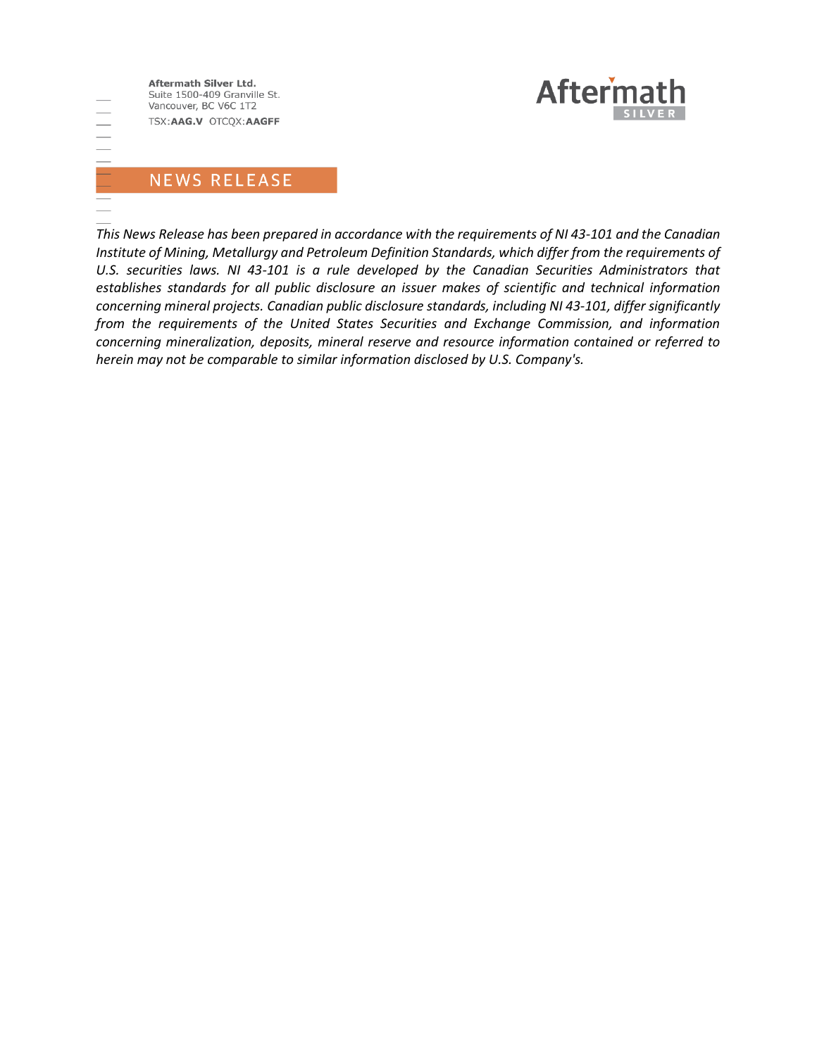**Aftermath Silver Ltd.**
Suite 1500-409 Granville St.
Vancouver, BC V6C 1T2
TSX:**AAG.V** OTCQX:**AAGFF**

Aftermath SILVER

## NEWS RELEASE

*This News Release has been prepared in accordance with the requirements of NI 43-101 and the Canadian Institute of Mining, Metallurgy and Petroleum Definition Standards, which differ from the requirements of U.S. securities laws. NI 43-101 is a rule developed by the Canadian Securities Administrators that establishes standards for all public disclosure an issuer makes of scientific and technical information concerning mineral projects. Canadian public disclosure standards, including NI 43-101, differ significantly from the requirements of the United States Securities and Exchange Commission, and information concerning mineralization, deposits, mineral reserve and resource information contained or referred to herein may not be comparable to similar information disclosed by U.S. Company's.*